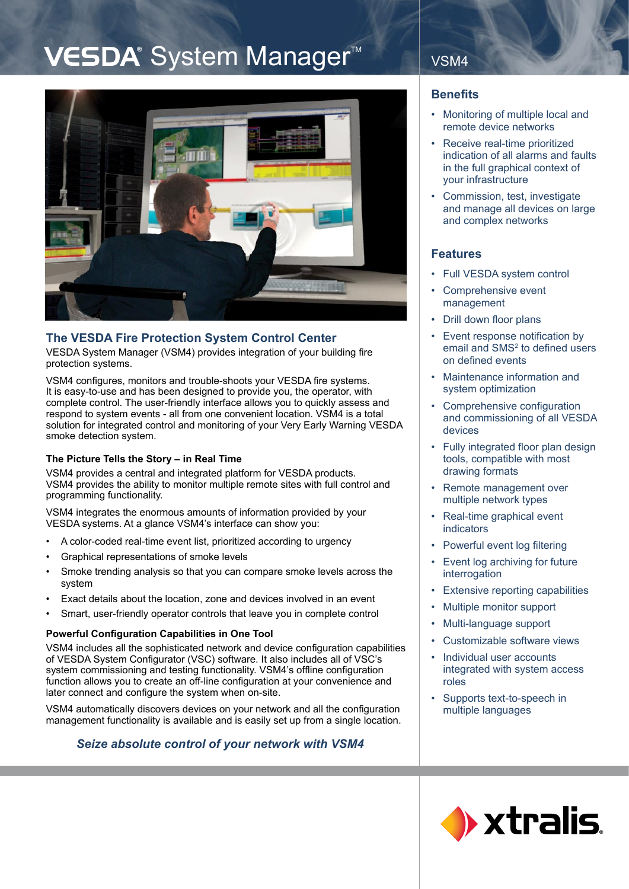# VESDA® System Manager™

VSM4

## The VESDA Fire Protection System Control Center

VESDA System Manager (VSM4) provides integration of your building fire protection systems.

VSM4 configures, monitors and trouble-shoots your VESDA fire systems. It is easy-to-use and has been designed to provide you, the operator, with complete control. The user-friendly interface allows you to quickly assess and respond to system events - all from one convenient location. VSM4 is a total solution for integrated control and monitoring of your Very Early Warning VESDA smoke detection system.

### The Picture Tells the Story – in Real Time

VSM4 provides a central and integrated platform for VESDA products. VSM4 provides the ability to monitor multiple remote sites with full control and programming functionality.

VSM4 integrates the enormous amounts of information provided by your VESDA systems. At a glance VSM4's interface can show you:

- A color-coded real-time event list, prioritized according to urgency
- Graphical representations of smoke levels
- Smoke trending analysis so that you can compare smoke levels across the system
- Exact details about the location, zone and devices involved in an event
- Smart, user-friendly operator controls that leave you in complete control

### Powerful Configuration Capabilities in One Tool

VSM4 includes all the sophisticated network and device configuration capabilities of VESDA System Configurator (VSC) software. It also includes all of VSC's system commissioning and testing functionality. VSM4's offline configuration function allows you to create an off-line configuration at your convenience and later connect and configure the system when on-site.

VSM4 automatically discovers devices on your network and all the configuration management functionality is available and is easily set up from a single location.

***Seize absolute control of your network with VSM4***

## Benefits

- Monitoring of multiple local and remote device networks
- Receive real-time prioritized indication of all alarms and faults in the full graphical context of your infrastructure
- Commission, test, investigate and manage all devices on large and complex networks

## Features

- Full VESDA system control
- Comprehensive event management
- Drill down floor plans
- Event response notification by email and SMS[2] to defined users on defined events
- Maintenance information and system optimization
- Comprehensive configuration and commissioning of all VESDA devices
- Fully integrated floor plan design tools, compatible with most drawing formats
- Remote management over multiple network types
- Real-time graphical event indicators
- Powerful event log filtering
- Event log archiving for future interrogation
- Extensive reporting capabilities
- Multiple monitor support
- Multi-language support
- Customizable software views
- Individual user accounts integrated with system access roles
- Supports text-to-speech in multiple languages

xtralis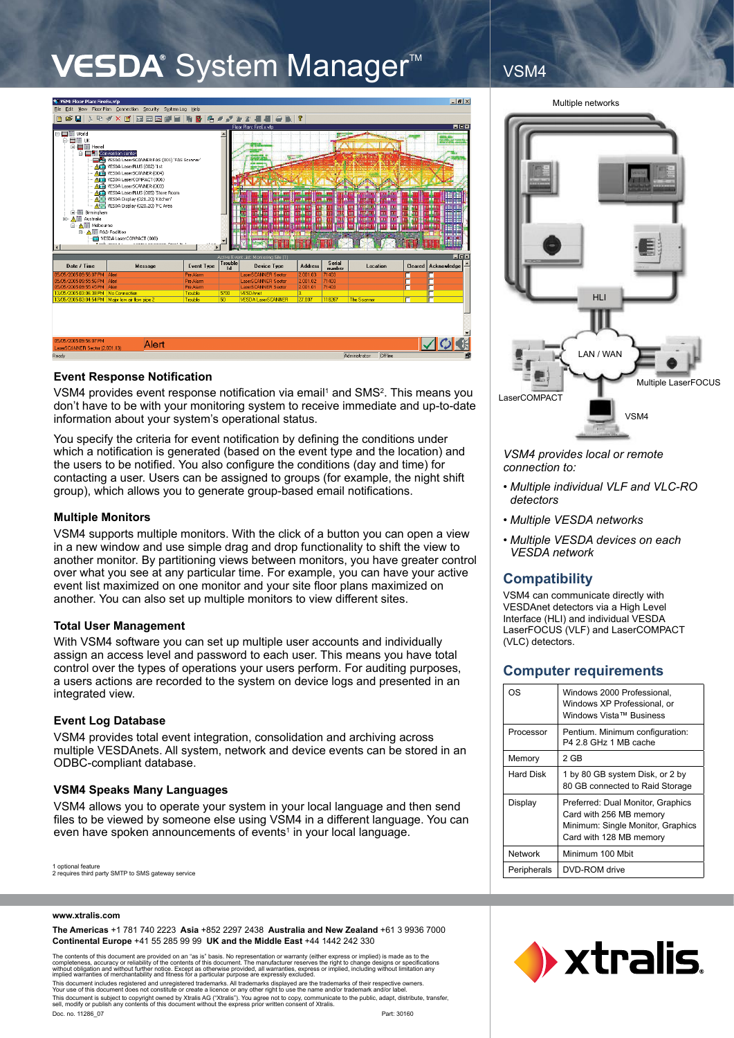# VESDA® System Manager™

VSM4

Multiple networks

HLI

LAN / WAN

LaserCOMPACT

Multiple LaserFOCUS

VSM4

### Event Response Notification

VSM4 provides event response notification via email[1] and SMS[2]. This means you don't have to be with your monitoring system to receive immediate and up-to-date information about your system's operational status.

You specify the criteria for event notification by defining the conditions under which a notification is generated (based on the event type and the location) and the users to be notified. You also configure the conditions (day and time) for contacting a user. Users can be assigned to groups (for example, the night shift group), which allows you to generate group-based email notifications.

### Multiple Monitors

VSM4 supports multiple monitors. With the click of a button you can open a view in a new window and use simple drag and drop functionality to shift the view to another monitor. By partitioning views between monitors, you have greater control over what you see at any particular time. For example, you can have your active event list maximized on one monitor and your site floor plans maximized on another. You can also set up multiple monitors to view different sites.

### Total User Management

With VSM4 software you can set up multiple user accounts and individually assign an access level and password to each user. This means you have total control over the types of operations your users perform. For auditing purposes, a users actions are recorded to the system on device logs and presented in an integrated view.

### Event Log Database

VSM4 provides total event integration, consolidation and archiving across multiple VESDAnets. All system, network and device events can be stored in an ODBC-compliant database.

### VSM4 Speaks Many Languages

VSM4 allows you to operate your system in your local language and then send files to be viewed by someone else using VSM4 in a different language. You can even have spoken announcements of events[1] in your local language.

1 optional feature
2 requires third party SMTP to SMS gateway service

*VSM4 provides local or remote connection to:*

- *Multiple individual VLF and VLC-RO detectors*
- *Multiple VESDA networks*
- *Multiple VESDA devices on each VESDA network*

## Compatibility

VSM4 can communicate directly with VESDAnet detectors via a High Level Interface (HLI) and individual VESDA LaserFOCUS (VLF) and LaserCOMPACT (VLC) detectors.

## Computer requirements

| | |
|---|---|
| OS | Windows 2000 Professional, Windows XP Professional, or Windows Vista™ Business |
| Processor | Pentium. Minimum configuration: P4 2.8 GHz 1 MB cache |
| Memory | 2 GB |
| Hard Disk | 1 by 80 GB system Disk, or 2 by 80 GB connected to Raid Storage |
| Display | Preferred: Dual Monitor, Graphics Card with 256 MB memory<br>Minimum: Single Monitor, Graphics Card with 128 MB memory |
| Network | Minimum 100 Mbit |
| Peripherals | DVD-ROM drive |

**www.xtralis.com**

**The Americas** +1 781 740 2223 **Asia** +852 2297 2438 **Australia and New Zealand** +61 3 9936 7000
**Continental Europe** +41 55 285 99 99 **UK and the Middle East** +44 1442 242 330

The contents of this document are provided on an "as is" basis. No representation or warranty (either express or implied) is made as to the completeness, accuracy or reliability of the contents of this document. The manufacturer reserves the right to change designs or specifications without obligation and without further notice. Except as otherwise provided, all warranties, express or implied, including without limitation any implied warranties of merchantability and fitness for a particular purpose are expressly excluded.

This document includes registered and unregistered trademarks. All trademarks displayed are the trademarks of their respective owners. Your use of this document does not constitute or create a licence or any other right to use the name and/or trademark and/or label.

This document is subject to copyright owned by Xtralis AG ("Xtralis"). You agree not to copy, communicate to the public, adapt, distribute, transfer, sell, modify or publish any contents of this document without the express prior written consent of Xtralis.

Doc. no. 11286_07 Part: 30160

xtralis